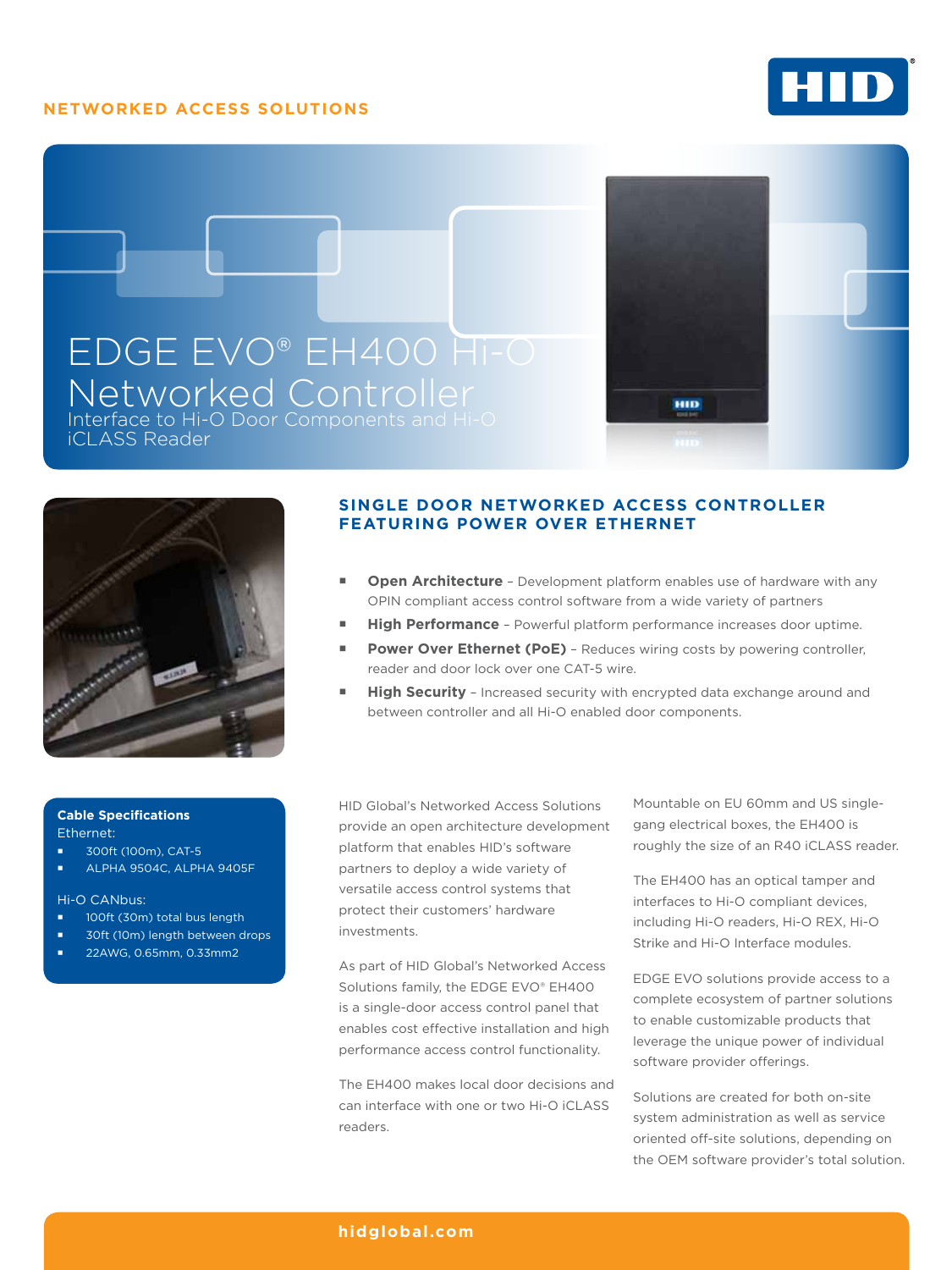NETWORKED ACCESS SOLUTIONS

# EDGE EVO® EH400 Hi-O Networked Controller

Interface to Hi-O Door Components and Hi-O iCLASS Reader

## SINGLE DOOR NETWORKED ACCESS CONTROLLER FEATURING POWER OVER ETHERNET

- **Open Architecture** – Development platform enables use of hardware with any OPIN compliant access control software from a wide variety of partners
- **High Performance** – Powerful platform performance increases door uptime.
- **Power Over Ethernet (PoE)** – Reduces wiring costs by powering controller, reader and door lock over one CAT-5 wire.
- **High Security** – Increased security with encrypted data exchange around and between controller and all Hi-O enabled door components.

**Cable Specifications**

Ethernet:

- 300ft (100m), CAT-5
- ALPHA 9504C, ALPHA 9405F

Hi-O CANbus:

- 100ft (30m) total bus length
- 30ft (10m) length between drops
- 22AWG, 0.65mm, 0.33mm2

HID Global's Networked Access Solutions provide an open architecture development platform that enables HID's software partners to deploy a wide variety of versatile access control systems that protect their customers' hardware investments.

As part of HID Global's Networked Access Solutions family, the EDGE EVO® EH400 is a single-door access control panel that enables cost effective installation and high performance access control functionality.

The EH400 makes local door decisions and can interface with one or two Hi-O iCLASS readers.

Mountable on EU 60mm and US single-gang electrical boxes, the EH400 is roughly the size of an R40 iCLASS reader.

The EH400 has an optical tamper and interfaces to Hi-O compliant devices, including Hi-O readers, Hi-O REX, Hi-O Strike and Hi-O Interface modules.

EDGE EVO solutions provide access to a complete ecosystem of partner solutions to enable customizable products that leverage the unique power of individual software provider offerings.

Solutions are created for both on-site system administration as well as service oriented off-site solutions, depending on the OEM software provider's total solution.

hidglobal.com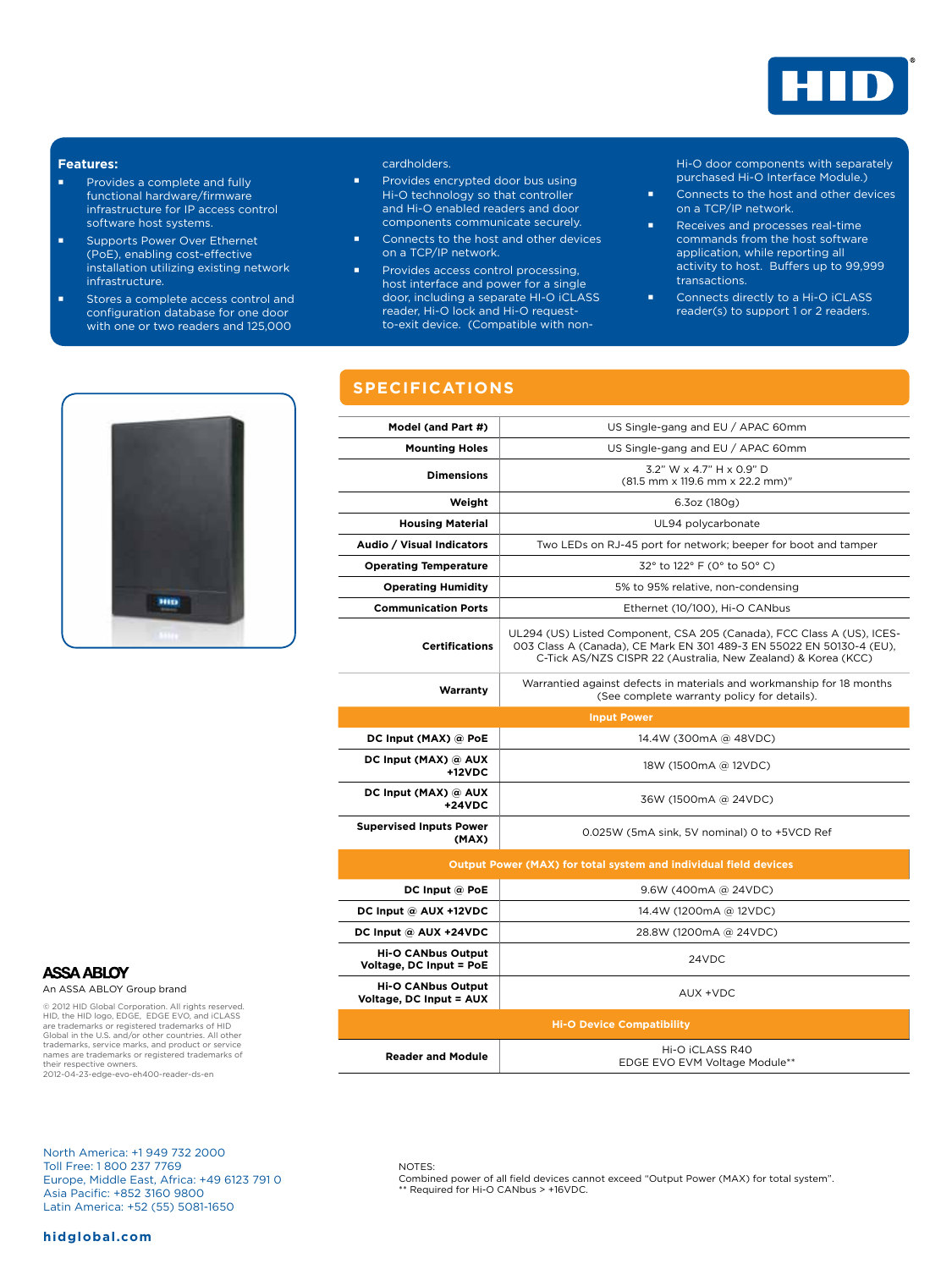**Features:**

- Provides a complete and fully functional hardware/firmware infrastructure for IP access control software host systems.
- Supports Power Over Ethernet (PoE), enabling cost-effective installation utilizing existing network infrastructure.
- Stores a complete access control and configuration database for one door with one or two readers and 125,000 cardholders.
- Provides encrypted door bus using Hi-O technology so that controller and Hi-O enabled readers and door components communicate securely.
- Connects to the host and other devices on a TCP/IP network.
- Provides access control processing, host interface and power for a single door, including a separate HI-O iCLASS reader, Hi-O lock and Hi-O request-to-exit device. (Compatible with non-Hi-O door components with separately purchased Hi-O Interface Module.)
- Connects to the host and other devices on a TCP/IP network.
- Receives and processes real-time commands from the host software application, while reporting all activity to host. Buffers up to 99,999 transactions.
- Connects directly to a Hi-O iCLASS reader(s) to support 1 or 2 readers.

## SPECIFICATIONS

| | |
|---|---|
| **Model (and Part #)** | US Single-gang and EU / APAC 60mm |
| **Mounting Holes** | US Single-gang and EU / APAC 60mm |
| **Dimensions** | 3.2" W x 4.7" H x 0.9" D (81.5 mm x 119.6 mm x 22.2 mm)" |
| **Weight** | 6.3oz (180g) |
| **Housing Material** | UL94 polycarbonate |
| **Audio / Visual Indicators** | Two LEDs on RJ-45 port for network; beeper for boot and tamper |
| **Operating Temperature** | 32° to 122° F (0° to 50° C) |
| **Operating Humidity** | 5% to 95% relative, non-condensing |
| **Communication Ports** | Ethernet (10/100), Hi-O CANbus |
| **Certifications** | UL294 (US) Listed Component, CSA 205 (Canada), FCC Class A (US), ICES-003 Class A (Canada), CE Mark EN 301 489-3 EN 55022 EN 50130-4 (EU), C-Tick AS/NZS CISPR 22 (Australia, New Zealand) & Korea (KCC) |
| **Warranty** | Warrantied against defects in materials and workmanship for 18 months (See complete warranty policy for details). |
| **Input Power** | |
| **DC Input (MAX) @ PoE** | 14.4W (300mA @ 48VDC) |
| **DC Input (MAX) @ AUX +12VDC** | 18W (1500mA @ 12VDC) |
| **DC Input (MAX) @ AUX +24VDC** | 36W (1500mA @ 24VDC) |
| **Supervised Inputs Power (MAX)** | 0.025W (5mA sink, 5V nominal) 0 to +5VCD Ref |
| **Output Power (MAX) for total system and individual field devices** | |
| **DC Input @ PoE** | 9.6W (400mA @ 24VDC) |
| **DC Input @ AUX +12VDC** | 14.4W (1200mA @ 12VDC) |
| **DC Input @ AUX +24VDC** | 28.8W (1200mA @ 24VDC) |
| **Hi-O CANbus Output Voltage, DC Input = PoE** | 24VDC |
| **Hi-O CANbus Output Voltage, DC Input = AUX** | AUX +VDC |
| **Hi-O Device Compatibility** | |
| **Reader and Module** | Hi-O iCLASS R40<br>EDGE EVO EVM Voltage Module** |

NOTES:
Combined power of all field devices cannot exceed "Output Power (MAX) for total system".
** Required for Hi-O CANbus > +16VDC.

**ASSA ABLOY**
An ASSA ABLOY Group brand

© 2012 HID Global Corporation. All rights reserved. HID, the HID logo, EDGE, EDGE EVO, and iCLASS are trademarks or registered trademarks of HID Global in the U.S. and/or other countries. All other trademarks, service marks, and product or service names are trademarks or registered trademarks of their respective owners.
2012-04-23-edge-evo-eh400-reader-ds-en

North America: +1 949 732 2000
Toll Free: 1 800 237 7769
Europe, Middle East, Africa: +49 6123 791 0
Asia Pacific: +852 3160 9800
Latin America: +52 (55) 5081-1650

**hidglobal.com**